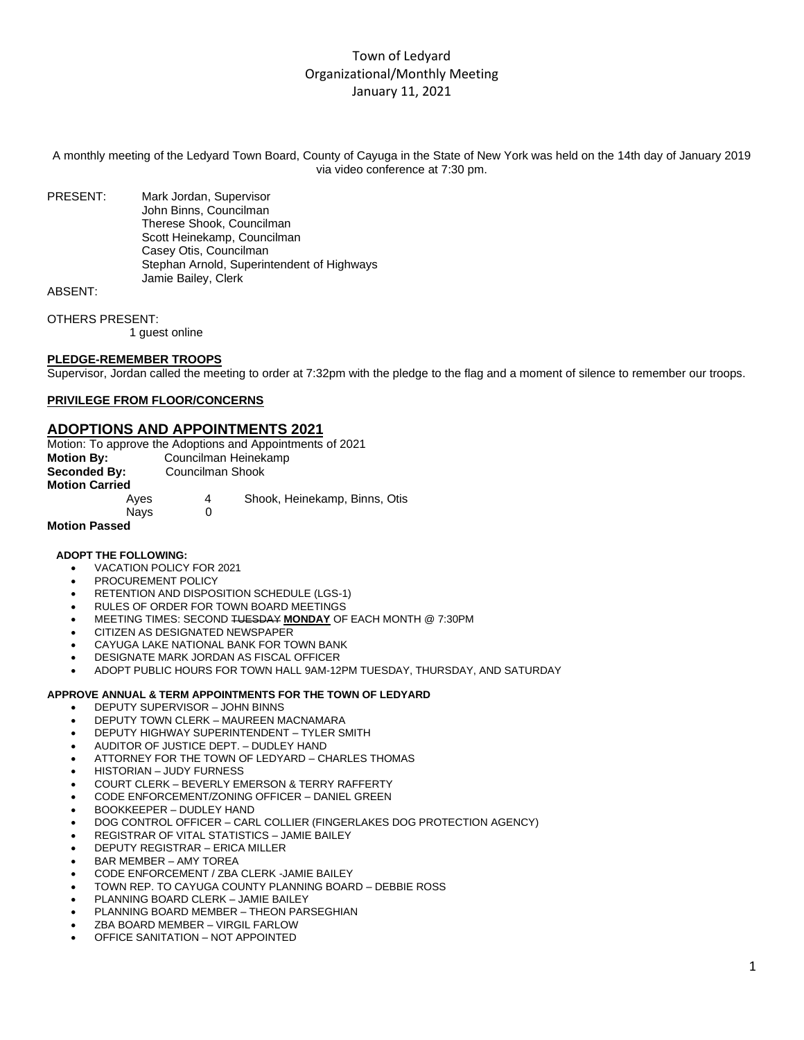# Town of Ledyard
## Organizational/Monthly Meeting
### January 11, 2021

A monthly meeting of the Ledyard Town Board, County of Cayuga in the State of New York was held on the 14th day of January 2019 via video conference at 7:30 pm.

PRESENT: Mark Jordan, Supervisor
John Binns, Councilman
Therese Shook, Councilman
Scott Heinekamp, Councilman
Casey Otis, Councilman
Stephan Arnold, Superintendent of Highways
Jamie Bailey, Clerk

ABSENT:

OTHERS PRESENT:
1 guest online

**PLEDGE-REMEMBER TROOPS**

Supervisor, Jordan called the meeting to order at 7:32pm with the pledge to the flag and a moment of silence to remember our troops.

**PRIVILEGE FROM FLOOR/CONCERNS**

## ADOPTIONS AND APPOINTMENTS 2021

Motion: To approve the Adoptions and Appointments of 2021

**Motion By:** Councilman Heinekamp

**Seconded By:** Councilman Shook

**Motion Carried**

Ayes 4 Shook, Heinekamp, Binns, Otis

Nays 0

**Motion Passed**

**ADOPT THE FOLLOWING:**

- VACATION POLICY FOR 2021
- PROCUREMENT POLICY
- RETENTION AND DISPOSITION SCHEDULE (LGS-1)
- RULES OF ORDER FOR TOWN BOARD MEETINGS
- MEETING TIMES: SECOND ~~TUESDAY~~ **MONDAY** OF EACH MONTH @ 7:30PM
- CITIZEN AS DESIGNATED NEWSPAPER
- CAYUGA LAKE NATIONAL BANK FOR TOWN BANK
- DESIGNATE MARK JORDAN AS FISCAL OFFICER
- ADOPT PUBLIC HOURS FOR TOWN HALL 9AM-12PM TUESDAY, THURSDAY, AND SATURDAY

**APPROVE ANNUAL & TERM APPOINTMENTS FOR THE TOWN OF LEDYARD**

- DEPUTY SUPERVISOR – JOHN BINNS
- DEPUTY TOWN CLERK – MAUREEN MACNAMARA
- DEPUTY HIGHWAY SUPERINTENDENT – TYLER SMITH
- AUDITOR OF JUSTICE DEPT. – DUDLEY HAND
- ATTORNEY FOR THE TOWN OF LEDYARD – CHARLES THOMAS
- HISTORIAN – JUDY FURNESS
- COURT CLERK – BEVERLY EMERSON & TERRY RAFFERTY
- CODE ENFORCEMENT/ZONING OFFICER – DANIEL GREEN
- BOOKKEEPER – DUDLEY HAND
- DOG CONTROL OFFICER – CARL COLLIER (FINGERLAKES DOG PROTECTION AGENCY)
- REGISTRAR OF VITAL STATISTICS – JAMIE BAILEY
- DEPUTY REGISTRAR – ERICA MILLER
- BAR MEMBER – AMY TOREA
- CODE ENFORCEMENT / ZBA CLERK -JAMIE BAILEY
- TOWN REP. TO CAYUGA COUNTY PLANNING BOARD – DEBBIE ROSS
- PLANNING BOARD CLERK – JAMIE BAILEY
- PLANNING BOARD MEMBER – THEON PARSEGHIAN
- ZBA BOARD MEMBER – VIRGIL FARLOW
- OFFICE SANITATION – NOT APPOINTED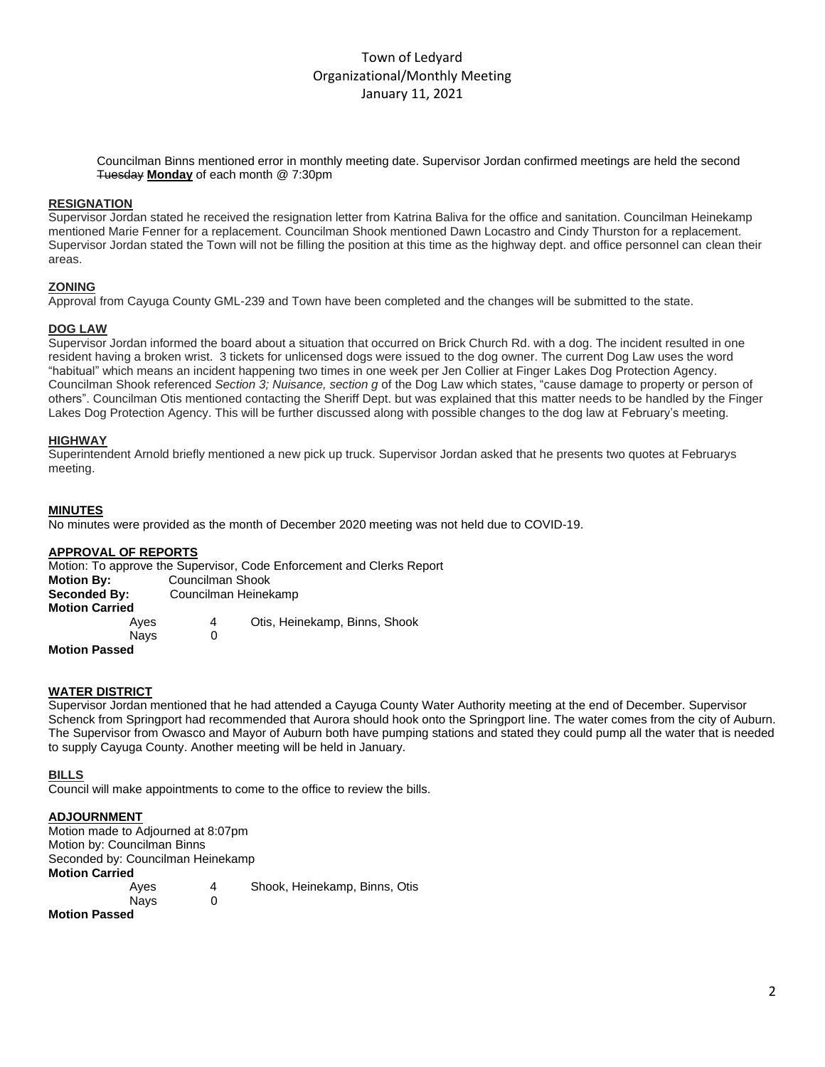# Town of Ledyard
Organizational/Monthly Meeting
January 11, 2021

Councilman Binns mentioned error in monthly meeting date. Supervisor Jordan confirmed meetings are held the second ~~Tuesday~~ **Monday** of each month @ 7:30pm

## RESIGNATION

Supervisor Jordan stated he received the resignation letter from Katrina Baliva for the office and sanitation. Councilman Heinekamp mentioned Marie Fenner for a replacement. Councilman Shook mentioned Dawn Locastro and Cindy Thurston for a replacement. Supervisor Jordan stated the Town will not be filling the position at this time as the highway dept. and office personnel can clean their areas.

## ZONING

Approval from Cayuga County GML-239 and Town have been completed and the changes will be submitted to the state.

## DOG LAW

Supervisor Jordan informed the board about a situation that occurred on Brick Church Rd. with a dog. The incident resulted in one resident having a broken wrist. 3 tickets for unlicensed dogs were issued to the dog owner. The current Dog Law uses the word "habitual" which means an incident happening two times in one week per Jen Collier at Finger Lakes Dog Protection Agency. Councilman Shook referenced *Section 3; Nuisance, section g* of the Dog Law which states, "cause damage to property or person of others". Councilman Otis mentioned contacting the Sheriff Dept. but was explained that this matter needs to be handled by the Finger Lakes Dog Protection Agency. This will be further discussed along with possible changes to the dog law at February's meeting.

## HIGHWAY

Superintendent Arnold briefly mentioned a new pick up truck. Supervisor Jordan asked that he presents two quotes at Februarys meeting.

## MINUTES

No minutes were provided as the month of December 2020 meeting was not held due to COVID-19.

## APPROVAL OF REPORTS

Motion: To approve the Supervisor, Code Enforcement and Clerks Report
**Motion By:** Councilman Shook
**Seconded By:** Councilman Heinekamp
**Motion Carried**

| | | |
|---|---|---|
| Ayes | 4 | Otis, Heinekamp, Binns, Shook |
| Nays | 0 | |

**Motion Passed**

## WATER DISTRICT

Supervisor Jordan mentioned that he had attended a Cayuga County Water Authority meeting at the end of December. Supervisor Schenck from Springport had recommended that Aurora should hook onto the Springport line. The water comes from the city of Auburn. The Supervisor from Owasco and Mayor of Auburn both have pumping stations and stated they could pump all the water that is needed to supply Cayuga County. Another meeting will be held in January.

## BILLS

Council will make appointments to come to the office to review the bills.

## ADJOURNMENT

Motion made to Adjourned at 8:07pm
Motion by: Councilman Binns
Seconded by: Councilman Heinekamp
**Motion Carried**

| | | |
|---|---|---|
| Ayes | 4 | Shook, Heinekamp, Binns, Otis |
| Nays | 0 | |

**Motion Passed**